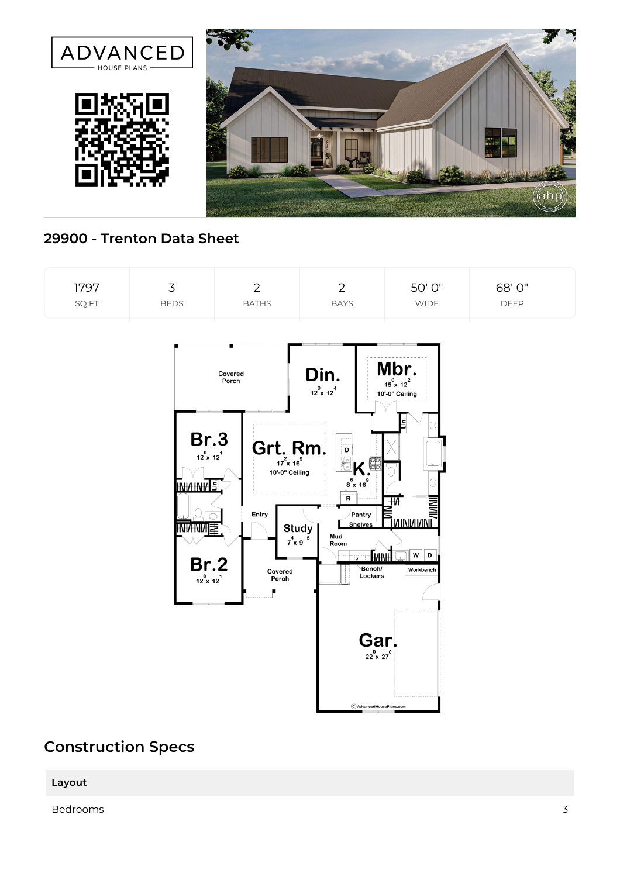ADVANCED HOUSE PLANS

## 29900 - Trenton Data Sheet

| 1797 | 3 | 2 | 2 | 50' 0" | 68' 0" |
|---|---|---|---|---|---|
| SQ FT | BEDS | BATHS | BAYS | WIDE | DEEP |

## Construction Specs

| Layout | |
|---|---|
| Bedrooms | 3 |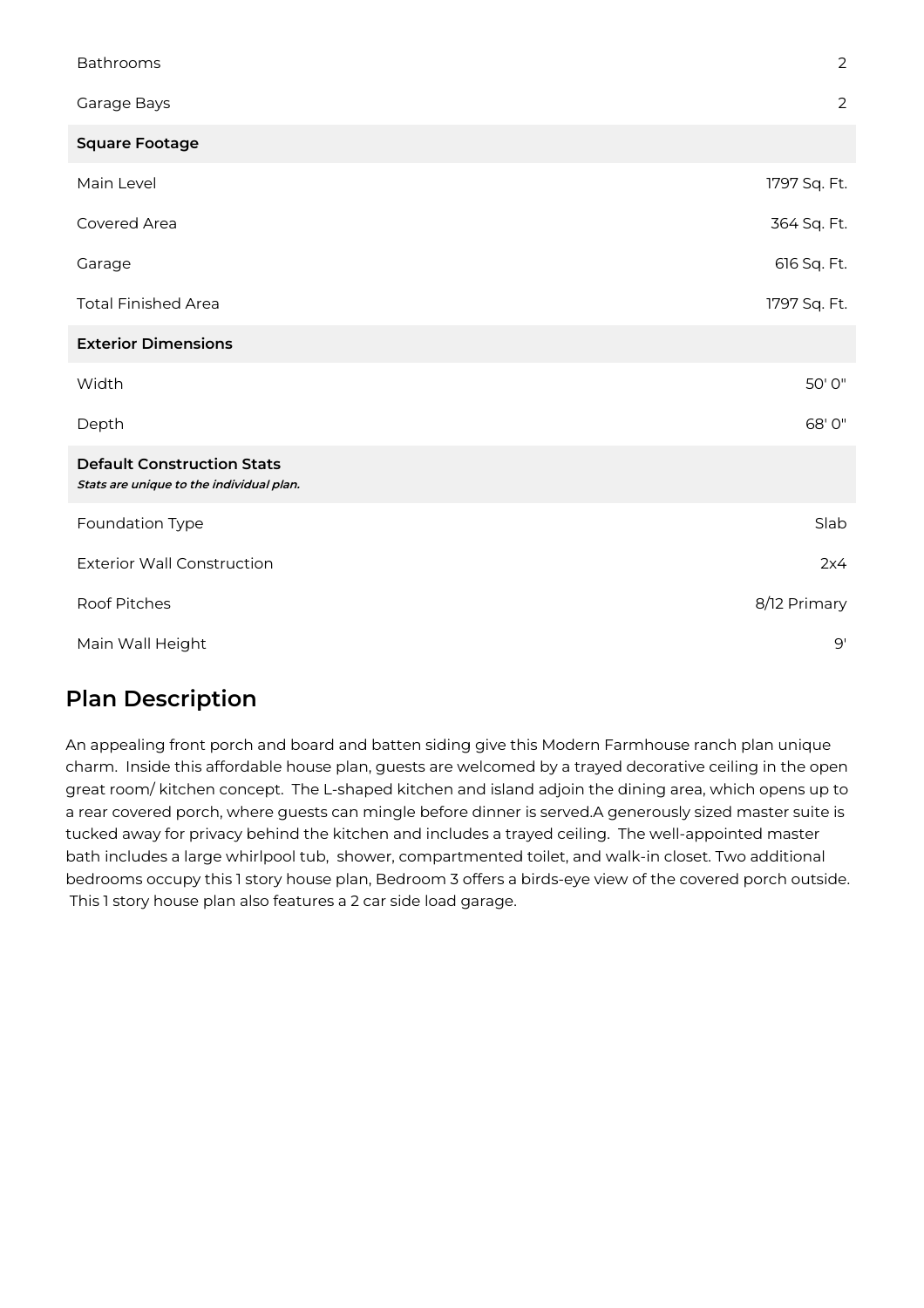| | |
|---|---|
| Bathrooms | 2 |
| Garage Bays | 2 |
| **Square Footage** | |
| Main Level | 1797 Sq. Ft. |
| Covered Area | 364 Sq. Ft. |
| Garage | 616 Sq. Ft. |
| Total Finished Area | 1797 Sq. Ft. |
| **Exterior Dimensions** | |
| Width | 50' 0" |
| Depth | 68' 0" |
| **Default Construction Stats** *Stats are unique to the individual plan.* | |
| Foundation Type | Slab |
| Exterior Wall Construction | 2x4 |
| Roof Pitches | 8/12 Primary |
| Main Wall Height | 9' |

## Plan Description

An appealing front porch and board and batten siding give this Modern Farmhouse ranch plan unique charm.  Inside this affordable house plan, guests are welcomed by a trayed decorative ceiling in the open great room/ kitchen concept.  The L-shaped kitchen and island adjoin the dining area, which opens up to a rear covered porch, where guests can mingle before dinner is served.A generously sized master suite is tucked away for privacy behind the kitchen and includes a trayed ceiling.  The well-appointed master bath includes a large whirlpool tub,  shower, compartmented toilet, and walk-in closet. Two additional bedrooms occupy this 1 story house plan, Bedroom 3 offers a birds-eye view of the covered porch outside.  This 1 story house plan also features a 2 car side load garage.